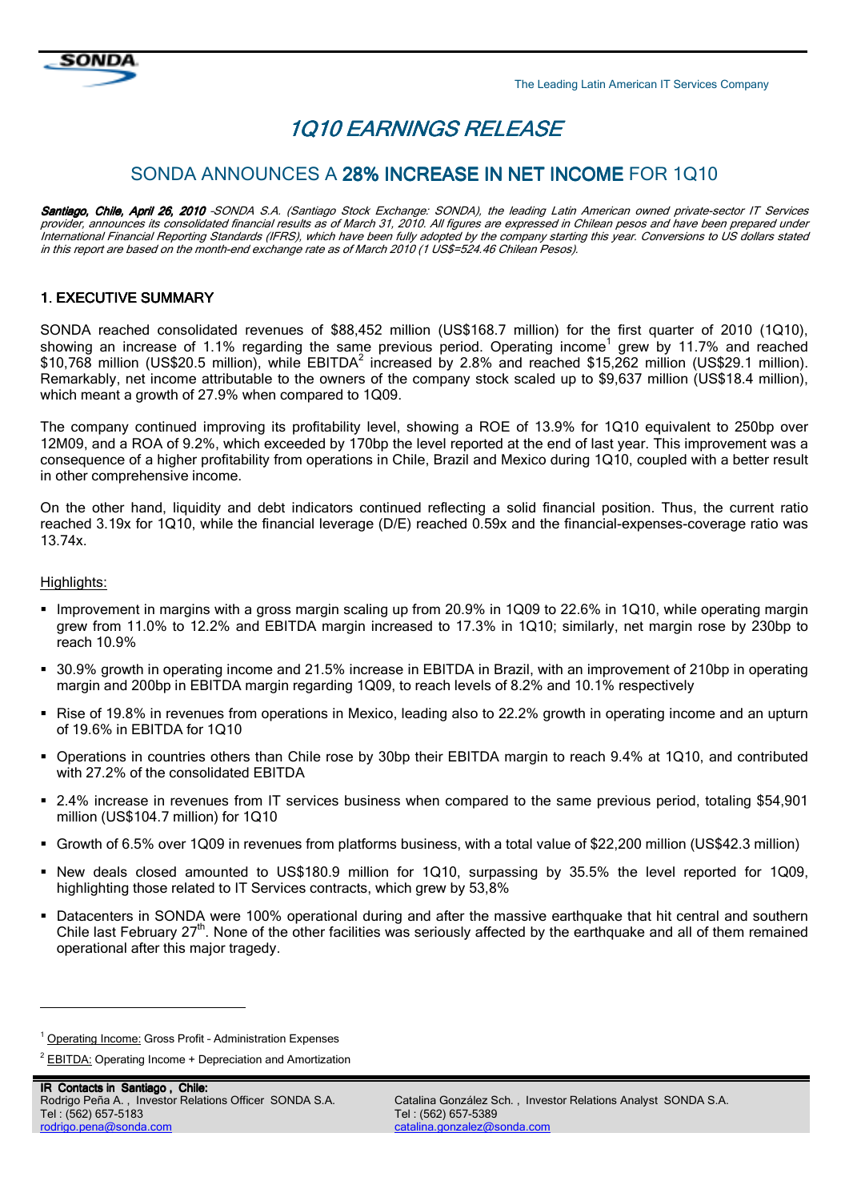# 1Q10 EARNINGS RELEASE

## SONDA ANNOUNCES A **28% INCREASE IN NET INCOME** FOR 1Q10

***Santiago, Chile, April 26, 2010*** *-SONDA S.A. (Santiago Stock Exchange: SONDA), the leading Latin American owned private-sector IT Services provider, announces its consolidated financial results as of March 31, 2010. All figures are expressed in Chilean pesos and have been prepared under International Financial Reporting Standards (IFRS), which have been fully adopted by the company starting this year. Conversions to US dollars stated in this report are based on the month-end exchange rate as of March 2010 (1 US$=524.46 Chilean Pesos).*

### 1. EXECUTIVE SUMMARY

SONDA reached consolidated revenues of $88,452 million (US$168.7 million) for the first quarter of 2010 (1Q10), showing an increase of 1.1% regarding the same previous period. Operating income[1] grew by 11.7% and reached $10,768 million (US$20.5 million), while EBITDA[2] increased by 2.8% and reached $15,262 million (US$29.1 million). Remarkably, net income attributable to the owners of the company stock scaled up to $9,637 million (US$18.4 million), which meant a growth of 27.9% when compared to 1Q09.

The company continued improving its profitability level, showing a ROE of 13.9% for 1Q10 equivalent to 250bp over 12M09, and a ROA of 9.2%, which exceeded by 170bp the level reported at the end of last year. This improvement was a consequence of a higher profitability from operations in Chile, Brazil and Mexico during 1Q10, coupled with a better result in other comprehensive income.

On the other hand, liquidity and debt indicators continued reflecting a solid financial position. Thus, the current ratio reached 3.19x for 1Q10, while the financial leverage (D/E) reached 0.59x and the financial-expenses-coverage ratio was 13.74x.

Highlights:

- Improvement in margins with a gross margin scaling up from 20.9% in 1Q09 to 22.6% in 1Q10, while operating margin grew from 11.0% to 12.2% and EBITDA margin increased to 17.3% in 1Q10; similarly, net margin rose by 230bp to reach 10.9%
- 30.9% growth in operating income and 21.5% increase in EBITDA in Brazil, with an improvement of 210bp in operating margin and 200bp in EBITDA margin regarding 1Q09, to reach levels of 8.2% and 10.1% respectively
- Rise of 19.8% in revenues from operations in Mexico, leading also to 22.2% growth in operating income and an upturn of 19.6% in EBITDA for 1Q10
- Operations in countries others than Chile rose by 30bp their EBITDA margin to reach 9.4% at 1Q10, and contributed with 27.2% of the consolidated EBITDA
- 2.4% increase in revenues from IT services business when compared to the same previous period, totaling $54,901 million (US$104.7 million) for 1Q10
- Growth of 6.5% over 1Q09 in revenues from platforms business, with a total value of $22,200 million (US$42.3 million)
- New deals closed amounted to US$180.9 million for 1Q10, surpassing by 35.5% the level reported for 1Q09, highlighting those related to IT Services contracts, which grew by 53,8%
- Datacenters in SONDA were 100% operational during and after the massive earthquake that hit central and southern Chile last February 27th. None of the other facilities was seriously affected by the earthquake and all of them remained operational after this major tragedy.

[1] Operating Income: Gross Profit – Administration Expenses

[2] EBITDA: Operating Income + Depreciation and Amortization

**IR Contacts in Santiago, Chile:**

Rodrigo Peña A., Investor Relations Officer SONDA S.A.
Tel : (562) 657-5183
rodrigo.pena@sonda.com

Catalina González Sch., Investor Relations Analyst SONDA S.A.
Tel : (562) 657-5389
catalina.gonzalez@sonda.com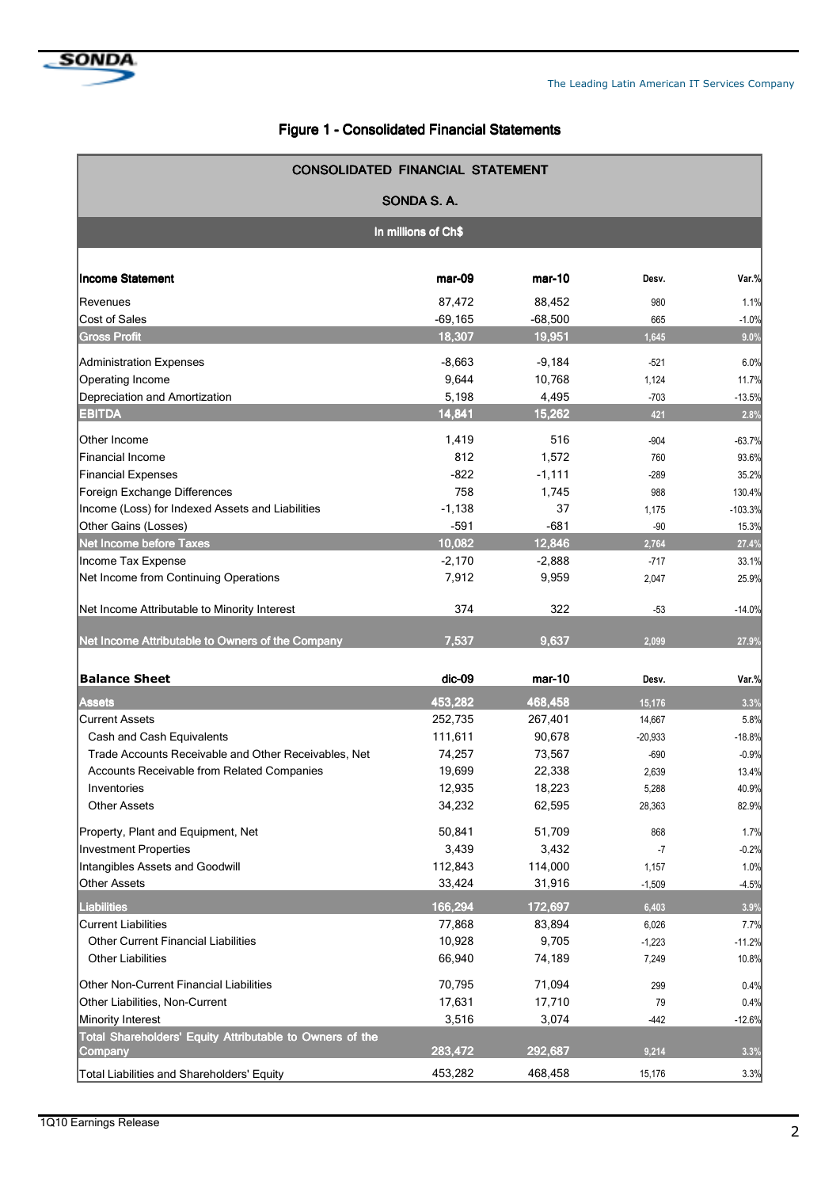# Figure 1 - Consolidated Financial Statements

| CONSOLIDATED FINANCIAL STATEMENT | | | | |
|---|---|---|---|---|
| SONDA S. A. | | | | |
| In millions of Ch$ | | | | |
| **Income Statement** | **mar-09** | **mar-10** | **Desv.** | **Var.%** |
| Revenues | 87,472 | 88,452 | 980 | 1.1% |
| Cost of Sales | -69,165 | -68,500 | 665 | -1.0% |
| **Gross Profit** | **18,307** | **19,951** | **1,645** | **9.0%** |
| Administration Expenses | -8,663 | -9,184 | -521 | 6.0% |
| Operating Income | 9,644 | 10,768 | 1,124 | 11.7% |
| Depreciation and Amortization | 5,198 | 4,495 | -703 | -13.5% |
| **EBITDA** | **14,841** | **15,262** | **421** | **2.8%** |
| Other Income | 1,419 | 516 | -904 | -63.7% |
| Financial Income | 812 | 1,572 | 760 | 93.6% |
| Financial Expenses | -822 | -1,111 | -289 | 35.2% |
| Foreign Exchange Differences | 758 | 1,745 | 988 | 130.4% |
| Income (Loss) for Indexed Assets and Liabilities | -1,138 | 37 | 1,175 | -103.3% |
| Other Gains (Losses) | -591 | -681 | -90 | 15.3% |
| **Net Income before Taxes** | **10,082** | **12,846** | **2,764** | **27.4%** |
| Income Tax Expense | -2,170 | -2,888 | -717 | 33.1% |
| Net Income from Continuing Operations | 7,912 | 9,959 | 2,047 | 25.9% |
| Net Income Attributable to Minority Interest | 374 | 322 | -53 | -14.0% |
| **Net Income Attributable to Owners of the Company** | **7,537** | **9,637** | **2,099** | **27.9%** |
| **Balance Sheet** | **dic-09** | **mar-10** | **Desv.** | **Var.%** |
| **Assets** | **453,282** | **468,458** | **15,176** | **3.3%** |
| Current Assets | 252,735 | 267,401 | 14,667 | 5.8% |
| Cash and Cash Equivalents | 111,611 | 90,678 | -20,933 | -18.8% |
| Trade Accounts Receivable and Other Receivables, Net | 74,257 | 73,567 | -690 | -0.9% |
| Accounts Receivable from Related Companies | 19,699 | 22,338 | 2,639 | 13.4% |
| Inventories | 12,935 | 18,223 | 5,288 | 40.9% |
| Other Assets | 34,232 | 62,595 | 28,363 | 82.9% |
| Property, Plant and Equipment, Net | 50,841 | 51,709 | 868 | 1.7% |
| Investment Properties | 3,439 | 3,432 | -7 | -0.2% |
| Intangibles Assets and Goodwill | 112,843 | 114,000 | 1,157 | 1.0% |
| Other Assets | 33,424 | 31,916 | -1,509 | -4.5% |
| **Liabilities** | **166,294** | **172,697** | **6,403** | **3.9%** |
| Current Liabilities | 77,868 | 83,894 | 6,026 | 7.7% |
| Other Current Financial Liabilities | 10,928 | 9,705 | -1,223 | -11.2% |
| Other Liabilities | 66,940 | 74,189 | 7,249 | 10.8% |
| Other Non-Current Financial Liabilities | 70,795 | 71,094 | 299 | 0.4% |
| Other Liabilities, Non-Current | 17,631 | 17,710 | 79 | 0.4% |
| Minority Interest | 3,516 | 3,074 | -442 | -12.6% |
| **Total Shareholders' Equity Attributable to Owners of the Company** | **283,472** | **292,687** | **9,214** | **3.3%** |
| Total Liabilities and Shareholders' Equity | 453,282 | 468,458 | 15,176 | 3.3% |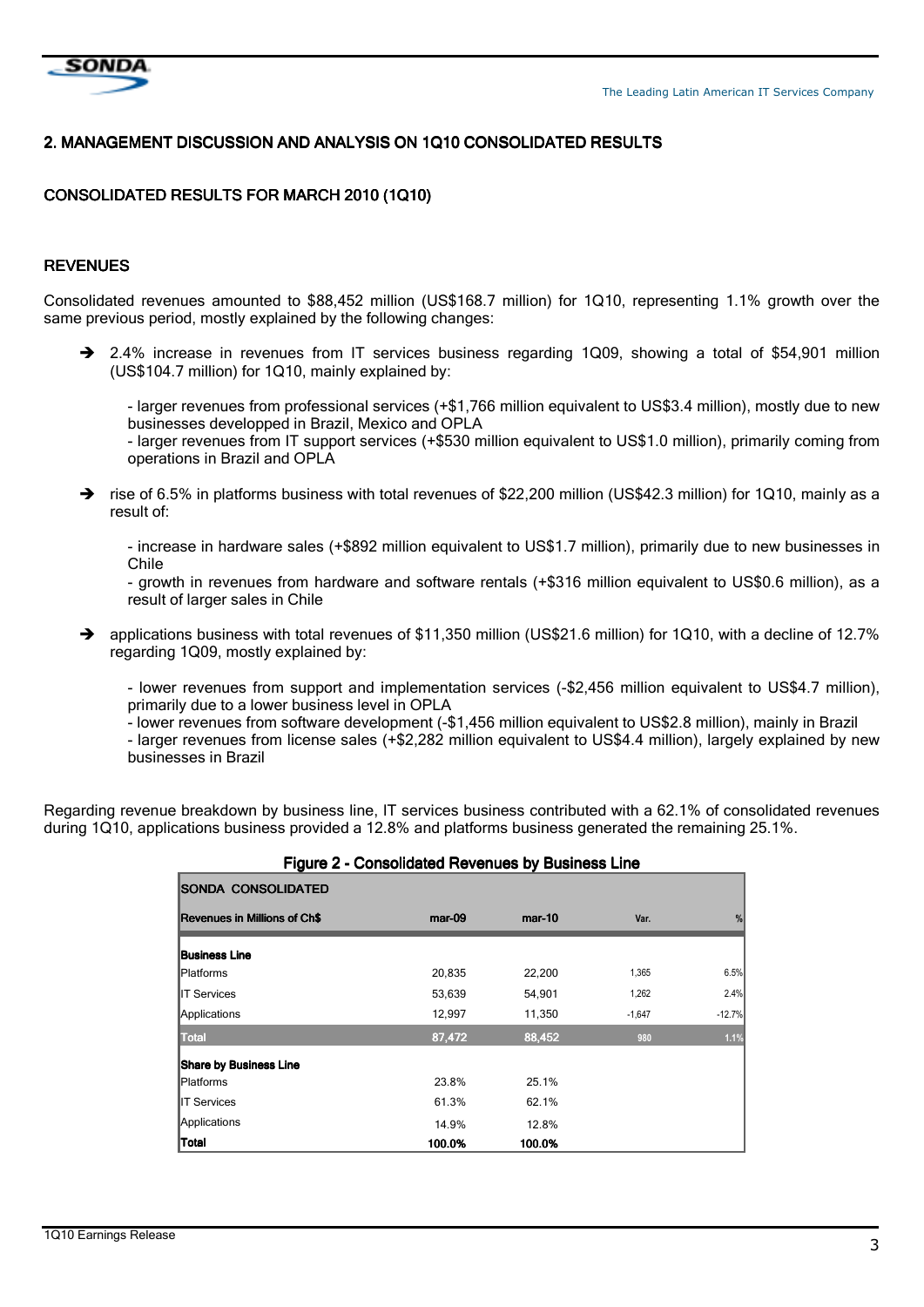## 2. MANAGEMENT DISCUSSION AND ANALYSIS ON 1Q10 CONSOLIDATED RESULTS

### CONSOLIDATED RESULTS FOR MARCH 2010 (1Q10)

### REVENUES

Consolidated revenues amounted to $88,452 million (US$168.7 million) for 1Q10, representing 1.1% growth over the same previous period, mostly explained by the following changes:

- 2.4% increase in revenues from IT services business regarding 1Q09, showing a total of $54,901 million (US$104.7 million) for 1Q10, mainly explained by:

  - larger revenues from professional services (+$1,766 million equivalent to US$3.4 million), mostly due to new businesses developped in Brazil, Mexico and OPLA
  - larger revenues from IT support services (+$530 million equivalent to US$1.0 million), primarily coming from operations in Brazil and OPLA

- rise of 6.5% in platforms business with total revenues of $22,200 million (US$42.3 million) for 1Q10, mainly as a result of:

  - increase in hardware sales (+$892 million equivalent to US$1.7 million), primarily due to new businesses in Chile
  - growth in revenues from hardware and software rentals (+$316 million equivalent to US$0.6 million), as a result of larger sales in Chile

- applications business with total revenues of $11,350 million (US$21.6 million) for 1Q10, with a decline of 12.7% regarding 1Q09, mostly explained by:

  - lower revenues from support and implementation services (-$2,456 million equivalent to US$4.7 million), primarily due to a lower business level in OPLA
  - lower revenues from software development (-$1,456 million equivalent to US$2.8 million), mainly in Brazil
  - larger revenues from license sales (+$2,282 million equivalent to US$4.4 million), largely explained by new businesses in Brazil

Regarding revenue breakdown by business line, IT services business contributed with a 62.1% of consolidated revenues during 1Q10, applications business provided a 12.8% and platforms business generated the remaining 25.1%.

**Figure 2 - Consolidated Revenues by Business Line**

| SONDA CONSOLIDATED | | | | |
|---|---|---|---|---|
| **Revenues in Millions of Ch$** | **mar-09** | **mar-10** | **Var.** | **%** |
| **Business Line** | | | | |
| Platforms | 20,835 | 22,200 | 1,365 | 6.5% |
| IT Services | 53,639 | 54,901 | 1,262 | 2.4% |
| Applications | 12,997 | 11,350 | -1,647 | -12.7% |
| **Total** | **87,472** | **88,452** | **980** | **1.1%** |
| **Share by Business Line** | | | | |
| Platforms | 23.8% | 25.1% | | |
| IT Services | 61.3% | 62.1% | | |
| Applications | 14.9% | 12.8% | | |
| **Total** | **100.0%** | **100.0%** | | |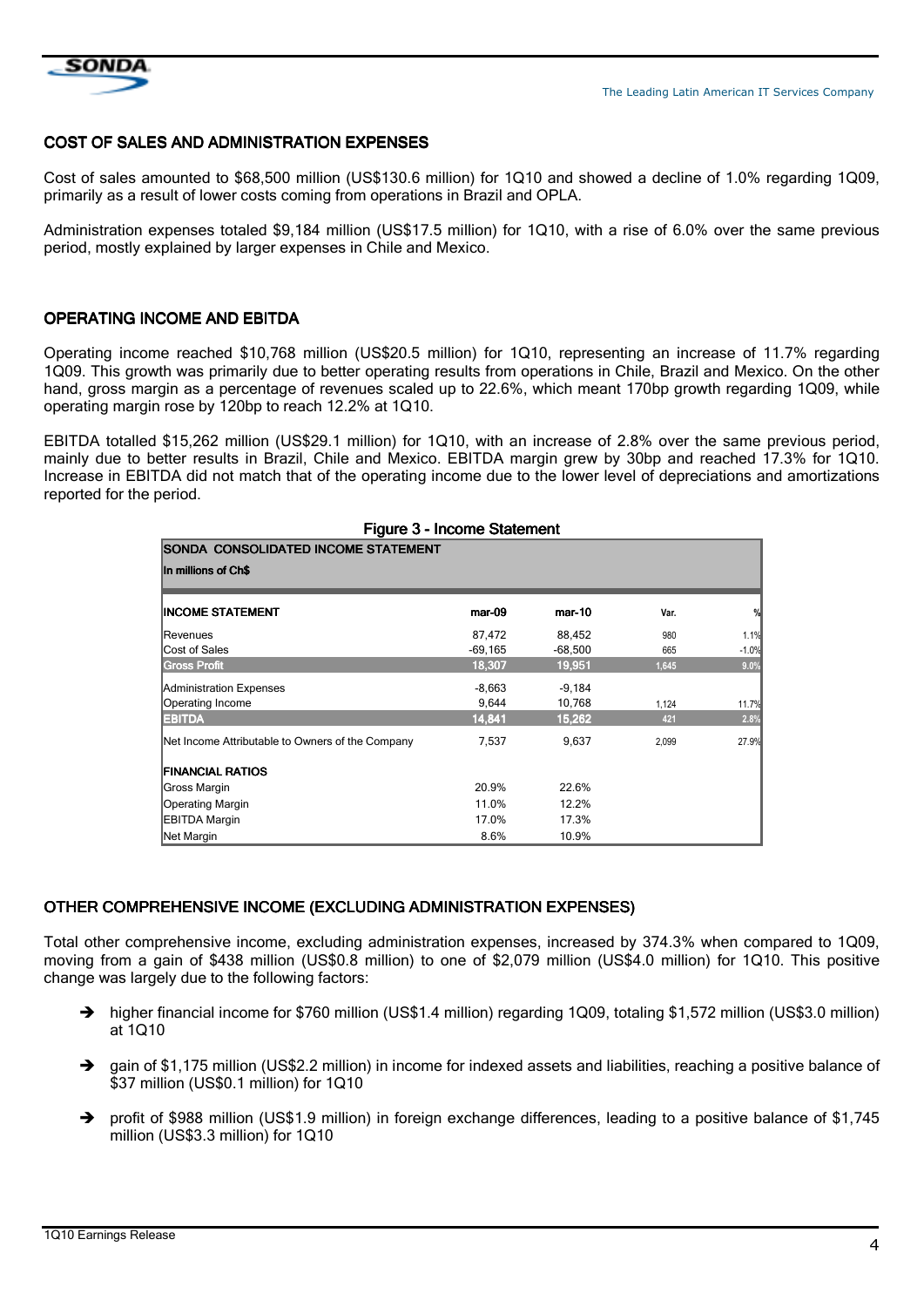## COST OF SALES AND ADMINISTRATION EXPENSES

Cost of sales amounted to $68,500 million (US$130.6 million) for 1Q10 and showed a decline of 1.0% regarding 1Q09, primarily as a result of lower costs coming from operations in Brazil and OPLA.

Administration expenses totaled $9,184 million (US$17.5 million) for 1Q10, with a rise of 6.0% over the same previous period, mostly explained by larger expenses in Chile and Mexico.

## OPERATING INCOME AND EBITDA

Operating income reached $10,768 million (US$20.5 million) for 1Q10, representing an increase of 11.7% regarding 1Q09. This growth was primarily due to better operating results from operations in Chile, Brazil and Mexico. On the other hand, gross margin as a percentage of revenues scaled up to 22.6%, which meant 170bp growth regarding 1Q09, while operating margin rose by 120bp to reach 12.2% at 1Q10.

EBITDA totalled $15,262 million (US$29.1 million) for 1Q10, with an increase of 2.8% over the same previous period, mainly due to better results in Brazil, Chile and Mexico. EBITDA margin grew by 30bp and reached 17.3% for 1Q10. Increase in EBITDA did not match that of the operating income due to the lower level of depreciations and amortizations reported for the period.

**Figure 3 - Income Statement**

**SONDA CONSOLIDATED INCOME STATEMENT**
**In millions of Ch$**

| INCOME STATEMENT | mar-09 | mar-10 | Var. | % |
|---|---|---|---|---|
| Revenues | 87,472 | 88,452 | 980 | 1.1% |
| Cost of Sales | -69,165 | -68,500 | 665 | -1.0% |
| **Gross Profit** | **18,307** | **19,951** | **1,645** | **9.0%** |
| Administration Expenses | -8,663 | -9,184 | | |
| Operating Income | 9,644 | 10,768 | 1,124 | 11.7% |
| **EBITDA** | **14,841** | **15,262** | **421** | **2.8%** |
| Net Income Attributable to Owners of the Company | 7,537 | 9,637 | 2,099 | 27.9% |
| **FINANCIAL RATIOS** | | | | |
| Gross Margin | 20.9% | 22.6% | | |
| Operating Margin | 11.0% | 12.2% | | |
| EBITDA Margin | 17.0% | 17.3% | | |
| Net Margin | 8.6% | 10.9% | | |

## OTHER COMPREHENSIVE INCOME (EXCLUDING ADMINISTRATION EXPENSES)

Total other comprehensive income, excluding administration expenses, increased by 374.3% when compared to 1Q09, moving from a gain of $438 million (US$0.8 million) to one of $2,079 million (US$4.0 million) for 1Q10. This positive change was largely due to the following factors:

- higher financial income for $760 million (US$1.4 million) regarding 1Q09, totaling $1,572 million (US$3.0 million) at 1Q10
- gain of $1,175 million (US$2.2 million) in income for indexed assets and liabilities, reaching a positive balance of $37 million (US$0.1 million) for 1Q10
- profit of $988 million (US$1.9 million) in foreign exchange differences, leading to a positive balance of $1,745 million (US$3.3 million) for 1Q10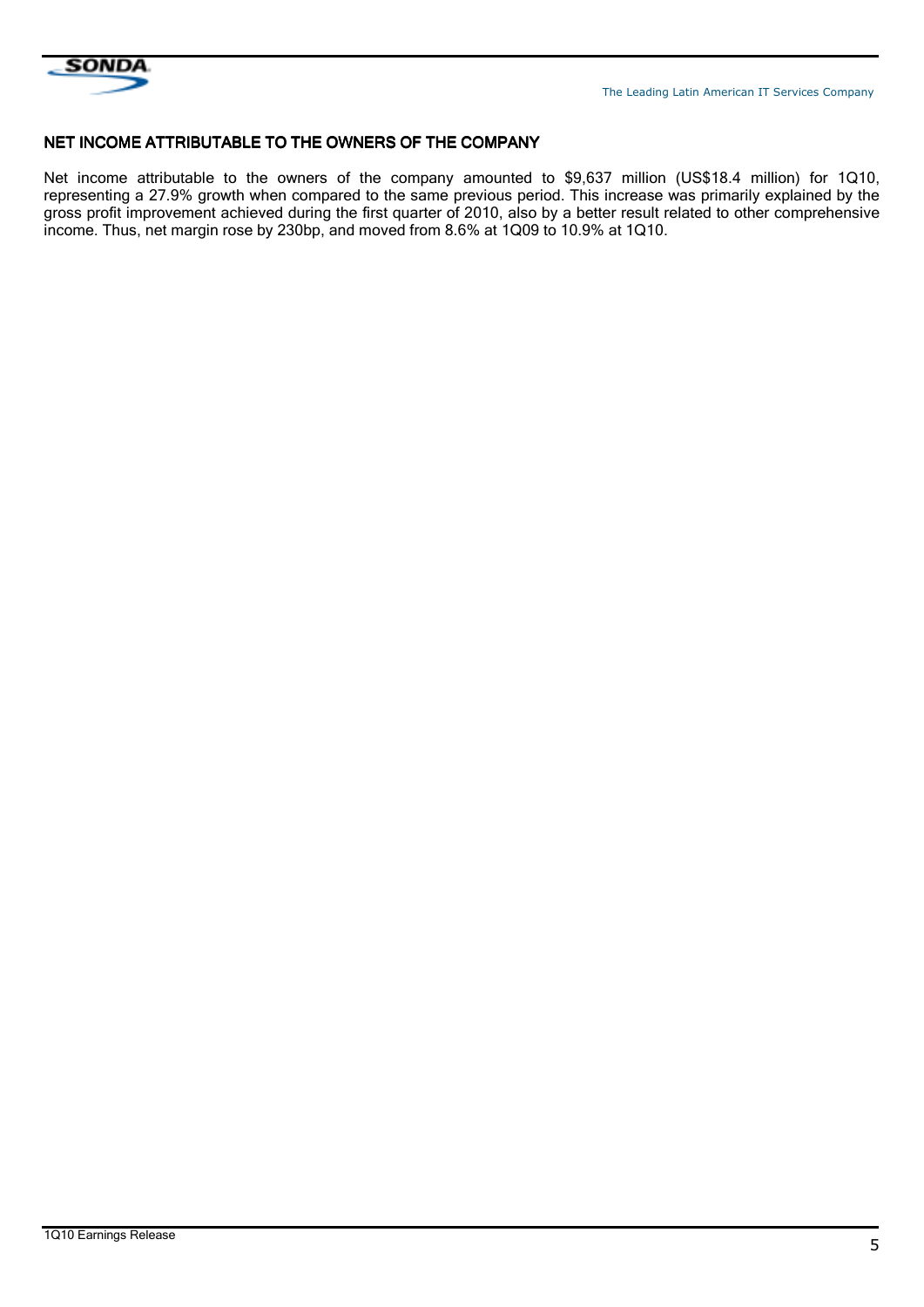## NET INCOME ATTRIBUTABLE TO THE OWNERS OF THE COMPANY

Net income attributable to the owners of the company amounted to $9,637 million (US$18.4 million) for 1Q10, representing a 27.9% growth when compared to the same previous period. This increase was primarily explained by the gross profit improvement achieved during the first quarter of 2010, also by a better result related to other comprehensive income. Thus, net margin rose by 230bp, and moved from 8.6% at 1Q09 to 10.9% at 1Q10.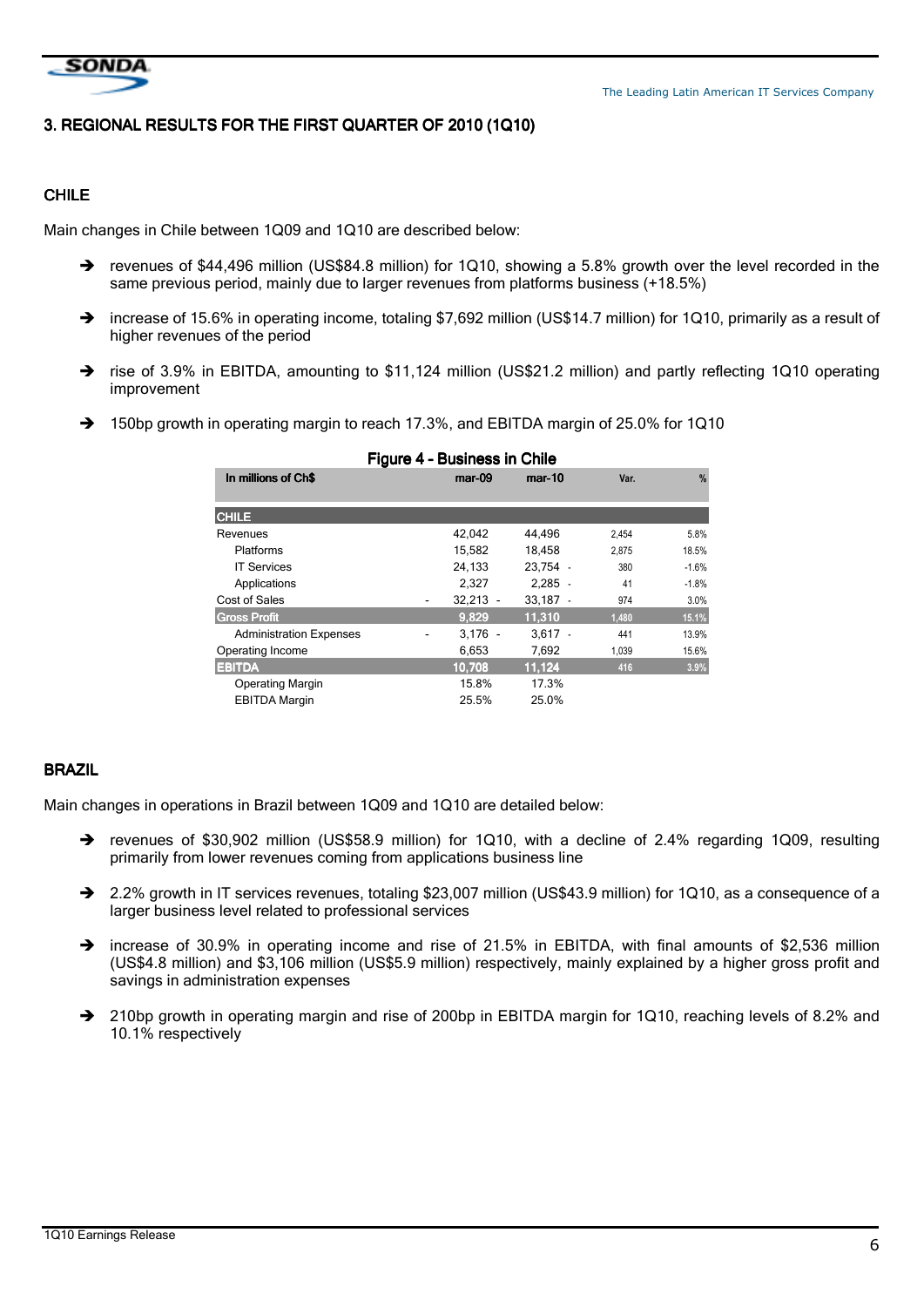## 3. REGIONAL RESULTS FOR THE FIRST QUARTER OF 2010 (1Q10)

### CHILE

Main changes in Chile between 1Q09 and 1Q10 are described below:

- revenues of $44,496 million (US$84.8 million) for 1Q10, showing a 5.8% growth over the level recorded in the same previous period, mainly due to larger revenues from platforms business (+18.5%)
- increase of 15.6% in operating income, totaling $7,692 million (US$14.7 million) for 1Q10, primarily as a result of higher revenues of the period
- rise of 3.9% in EBITDA, amounting to $11,124 million (US$21.2 million) and partly reflecting 1Q10 operating improvement
- 150bp growth in operating margin to reach 17.3%, and EBITDA margin of 25.0% for 1Q10

**Figure 4 - Business in Chile**

| In millions of Ch$ | mar-09 | mar-10 | Var. | % |
|---|---|---|---|---|
| **CHILE** | | | | |
| Revenues | 42,042 | 44,496 | 2,454 | 5.8% |
| Platforms | 15,582 | 18,458 | 2,875 | 18.5% |
| IT Services | 24,133 | 23,754 | - 380 | -1.6% |
| Applications | 2,327 | 2,285 | - 41 | -1.8% |
| Cost of Sales | - 32,213 | - 33,187 | - 974 | 3.0% |
| **Gross Profit** | **9,829** | **11,310** | **1,480** | **15.1%** |
| Administration Expenses | - 3,176 | - 3,617 | - 441 | 13.9% |
| Operating Income | 6,653 | 7,692 | 1,039 | 15.6% |
| **EBITDA** | **10,708** | **11,124** | **416** | **3.9%** |
| Operating Margin | 15.8% | 17.3% | | |
| EBITDA Margin | 25.5% | 25.0% | | |

### BRAZIL

Main changes in operations in Brazil between 1Q09 and 1Q10 are detailed below:

- revenues of $30,902 million (US$58.9 million) for 1Q10, with a decline of 2.4% regarding 1Q09, resulting primarily from lower revenues coming from applications business line
- 2.2% growth in IT services revenues, totaling $23,007 million (US$43.9 million) for 1Q10, as a consequence of a larger business level related to professional services
- increase of 30.9% in operating income and rise of 21.5% in EBITDA, with final amounts of $2,536 million (US$4.8 million) and $3,106 million (US$5.9 million) respectively, mainly explained by a higher gross profit and savings in administration expenses
- 210bp growth in operating margin and rise of 200bp in EBITDA margin for 1Q10, reaching levels of 8.2% and 10.1% respectively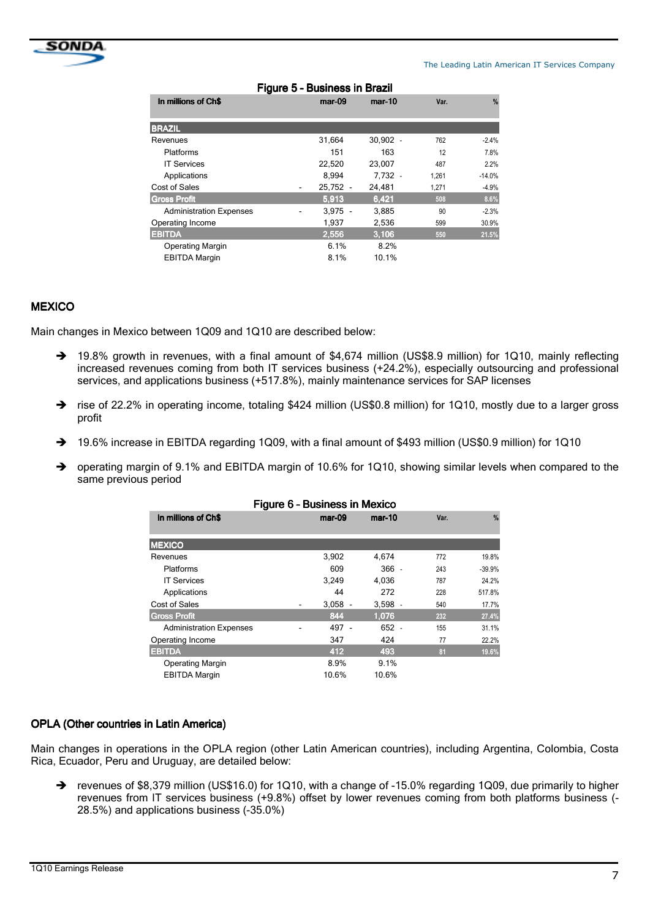Figure 5 - Business in Brazil

| In millions of Ch$ | mar-09 | mar-10 | Var. | % |
|---|---|---|---|---|
| **BRAZIL** | | | | |
| Revenues | 31,664 | 30,902 - | 762 | -2.4% |
| Platforms | 151 | 163 | 12 | 7.8% |
| IT Services | 22,520 | 23,007 | 487 | 2.2% |
| Applications | 8,994 | 7,732 - | 1,261 | -14.0% |
| Cost of Sales | - 25,752 - | 24,481 | 1,271 | -4.9% |
| **Gross Profit** | **5,913** | **6,421** | **508** | **8.6%** |
| Administration Expenses | - 3,975 - | 3,885 | 90 | -2.3% |
| Operating Income | 1,937 | 2,536 | 599 | 30.9% |
| **EBITDA** | **2,556** | **3,106** | **550** | **21.5%** |
| Operating Margin | 6.1% | 8.2% | | |
| EBITDA Margin | 8.1% | 10.1% | | |

## MEXICO

Main changes in Mexico between 1Q09 and 1Q10 are described below:

- 19.8% growth in revenues, with a final amount of $4,674 million (US$8.9 million) for 1Q10, mainly reflecting increased revenues coming from both IT services business (+24.2%), especially outsourcing and professional services, and applications business (+517.8%), mainly maintenance services for SAP licenses
- rise of 22.2% in operating income, totaling $424 million (US$0.8 million) for 1Q10, mostly due to a larger gross profit
- 19.6% increase in EBITDA regarding 1Q09, with a final amount of $493 million (US$0.9 million) for 1Q10
- operating margin of 9.1% and EBITDA margin of 10.6% for 1Q10, showing similar levels when compared to the same previous period

Figure 6 - Business in Mexico

| In millions of Ch$ | mar-09 | mar-10 | Var. | % |
|---|---|---|---|---|
| **MEXICO** | | | | |
| Revenues | 3,902 | 4,674 | 772 | 19.8% |
| Platforms | 609 | 366 - | 243 | -39.9% |
| IT Services | 3,249 | 4,036 | 787 | 24.2% |
| Applications | 44 | 272 | 228 | 517.8% |
| Cost of Sales | - 3,058 - | 3,598 - | 540 | 17.7% |
| **Gross Profit** | **844** | **1,076** | **232** | **27.4%** |
| Administration Expenses | - 497 - | 652 - | 155 | 31.1% |
| Operating Income | 347 | 424 | 77 | 22.2% |
| **EBITDA** | **412** | **493** | **81** | **19.6%** |
| Operating Margin | 8.9% | 9.1% | | |
| EBITDA Margin | 10.6% | 10.6% | | |

## OPLA (Other countries in Latin America)

Main changes in operations in the OPLA region (other Latin American countries), including Argentina, Colombia, Costa Rica, Ecuador, Peru and Uruguay, are detailed below:

- revenues of $8,379 million (US$16.0) for 1Q10, with a change of -15.0% regarding 1Q09, due primarily to higher revenues from IT services business (+9.8%) offset by lower revenues coming from both platforms business (-28.5%) and applications business (-35.0%)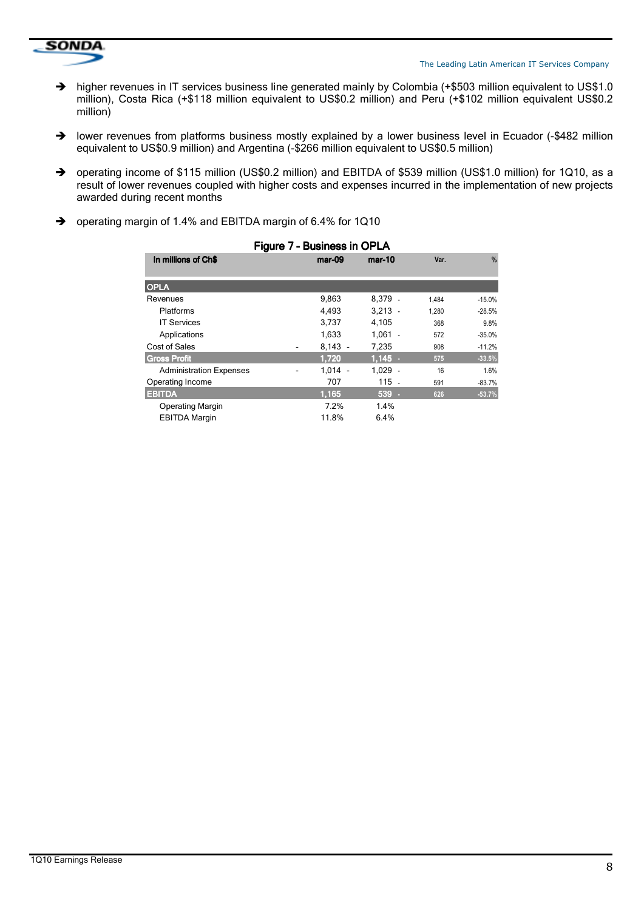- higher revenues in IT services business line generated mainly by Colombia (+$503 million equivalent to US$1.0 million), Costa Rica (+$118 million equivalent to US$0.2 million) and Peru (+$102 million equivalent US$0.2 million)

- lower revenues from platforms business mostly explained by a lower business level in Ecuador (-$482 million equivalent to US$0.9 million) and Argentina (-$266 million equivalent to US$0.5 million)

- operating income of $115 million (US$0.2 million) and EBITDA of $539 million (US$1.0 million) for 1Q10, as a result of lower revenues coupled with higher costs and expenses incurred in the implementation of new projects awarded during recent months

- operating margin of 1.4% and EBITDA margin of 6.4% for 1Q10

**Figure 7 - Business in OPLA**

| In millions of Ch$ | mar-09 | mar-10 | Var. | % |
|---|---|---|---|---|
| **OPLA** | | | | |
| Revenues | 9,863 | 8,379 | - 1,484 | -15.0% |
| Platforms | 4,493 | 3,213 | - 1,280 | -28.5% |
| IT Services | 3,737 | 4,105 | 368 | 9.8% |
| Applications | 1,633 | 1,061 | - 572 | -35.0% |
| Cost of Sales | - 8,143 | - 7,235 | 908 | -11.2% |
| **Gross Profit** | **1,720** | **1,145** | **- 575** | **-33.5%** |
| Administration Expenses | - 1,014 | - 1,029 | - 16 | 1.6% |
| Operating Income | 707 | 115 | - 591 | -83.7% |
| **EBITDA** | **1,165** | **539** | **- 626** | **-53.7%** |
| Operating Margin | 7.2% | 1.4% | | |
| EBITDA Margin | 11.8% | 6.4% | | |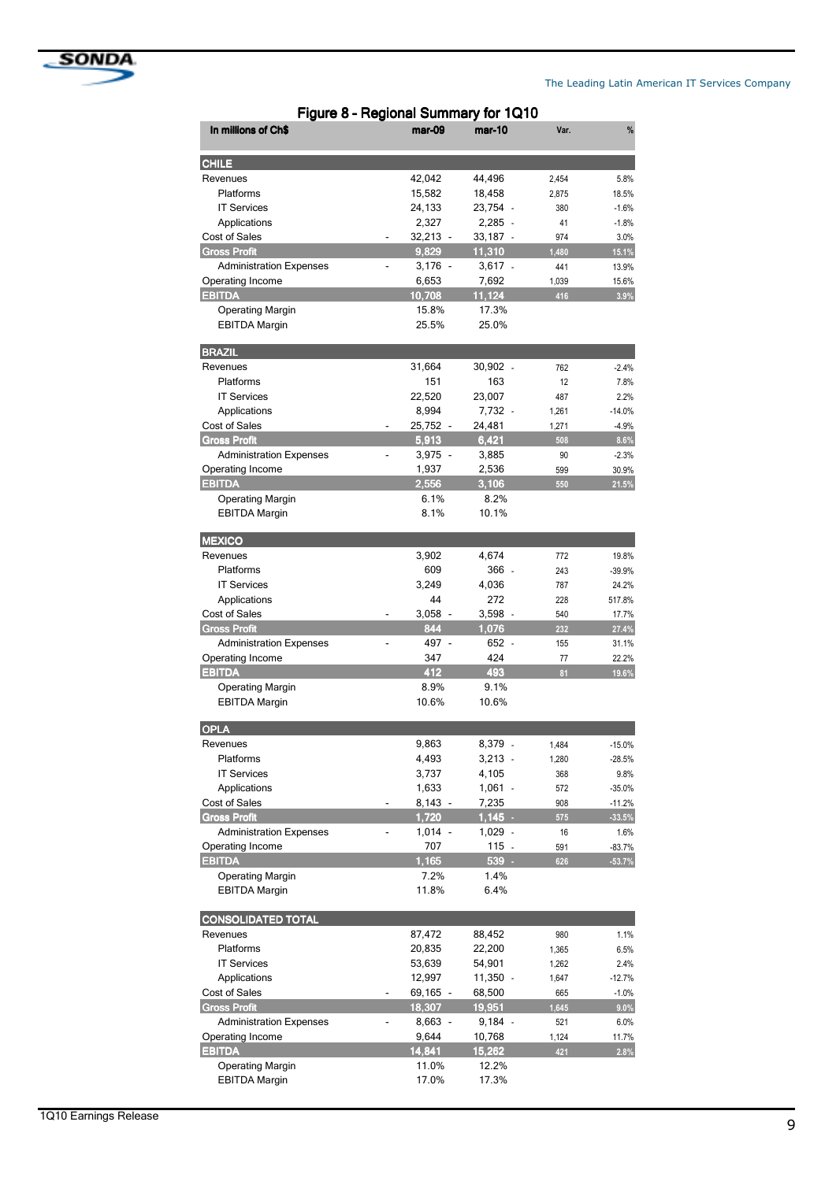## Figure 8 - Regional Summary for 1Q10

| In millions of Ch$ | mar-09 | mar-10 | Var. | % |
|---|---|---|---|---|
| **CHILE** | | | | |
| Revenues | 42,042 | 44,496 | 2,454 | 5.8% |
| Platforms | 15,582 | 18,458 | 2,875 | 18.5% |
| IT Services | 24,133 | 23,754 | -380 | -1.6% |
| Applications | 2,327 | 2,285 | -41 | -1.8% |
| Cost of Sales | -32,213 | -33,187 | -974 | 3.0% |
| **Gross Profit** | **9,829** | **11,310** | **1,480** | **15.1%** |
| Administration Expenses | -3,176 | -3,617 | -441 | 13.9% |
| Operating Income | 6,653 | 7,692 | 1,039 | 15.6% |
| **EBITDA** | **10,708** | **11,124** | **416** | **3.9%** |
| Operating Margin | 15.8% | 17.3% | | |
| EBITDA Margin | 25.5% | 25.0% | | |
| **BRAZIL** | | | | |
| Revenues | 31,664 | 30,902 | -762 | -2.4% |
| Platforms | 151 | 163 | 12 | 7.8% |
| IT Services | 22,520 | 23,007 | 487 | 2.2% |
| Applications | 8,994 | 7,732 | -1,261 | -14.0% |
| Cost of Sales | -25,752 | -24,481 | 1,271 | -4.9% |
| **Gross Profit** | **5,913** | **6,421** | **508** | **8.6%** |
| Administration Expenses | -3,975 | -3,885 | 90 | -2.3% |
| Operating Income | 1,937 | 2,536 | 599 | 30.9% |
| **EBITDA** | **2,556** | **3,106** | **550** | **21.5%** |
| Operating Margin | 6.1% | 8.2% | | |
| EBITDA Margin | 8.1% | 10.1% | | |
| **MEXICO** | | | | |
| Revenues | 3,902 | 4,674 | 772 | 19.8% |
| Platforms | 609 | 366 | -243 | -39.9% |
| IT Services | 3,249 | 4,036 | 787 | 24.2% |
| Applications | 44 | 272 | 228 | 517.8% |
| Cost of Sales | -3,058 | -3,598 | -540 | 17.7% |
| **Gross Profit** | **844** | **1,076** | **232** | **27.4%** |
| Administration Expenses | -497 | -652 | -155 | 31.1% |
| Operating Income | 347 | 424 | 77 | 22.2% |
| **EBITDA** | **412** | **493** | **81** | **19.6%** |
| Operating Margin | 8.9% | 9.1% | | |
| EBITDA Margin | 10.6% | 10.6% | | |
| **OPLA** | | | | |
| Revenues | 9,863 | 8,379 | -1,484 | -15.0% |
| Platforms | 4,493 | 3,213 | -1,280 | -28.5% |
| IT Services | 3,737 | 4,105 | 368 | 9.8% |
| Applications | 1,633 | 1,061 | -572 | -35.0% |
| Cost of Sales | -8,143 | -7,235 | 908 | -11.2% |
| **Gross Profit** | **1,720** | **1,145** | **-575** | **-33.5%** |
| Administration Expenses | -1,014 | -1,029 | -16 | 1.6% |
| Operating Income | 707 | 115 | -591 | -83.7% |
| **EBITDA** | **1,165** | **539** | **-626** | **-53.7%** |
| Operating Margin | 7.2% | 1.4% | | |
| EBITDA Margin | 11.8% | 6.4% | | |
| **CONSOLIDATED TOTAL** | | | | |
| Revenues | 87,472 | 88,452 | 980 | 1.1% |
| Platforms | 20,835 | 22,200 | 1,365 | 6.5% |
| IT Services | 53,639 | 54,901 | 1,262 | 2.4% |
| Applications | 12,997 | 11,350 | -1,647 | -12.7% |
| Cost of Sales | -69,165 | -68,500 | 665 | -1.0% |
| **Gross Profit** | **18,307** | **19,951** | **1,645** | **9.0%** |
| Administration Expenses | -8,663 | -9,184 | -521 | 6.0% |
| Operating Income | 9,644 | 10,768 | 1,124 | 11.7% |
| **EBITDA** | **14,841** | **15,262** | **421** | **2.8%** |
| Operating Margin | 11.0% | 12.2% | | |
| EBITDA Margin | 17.0% | 17.3% | | |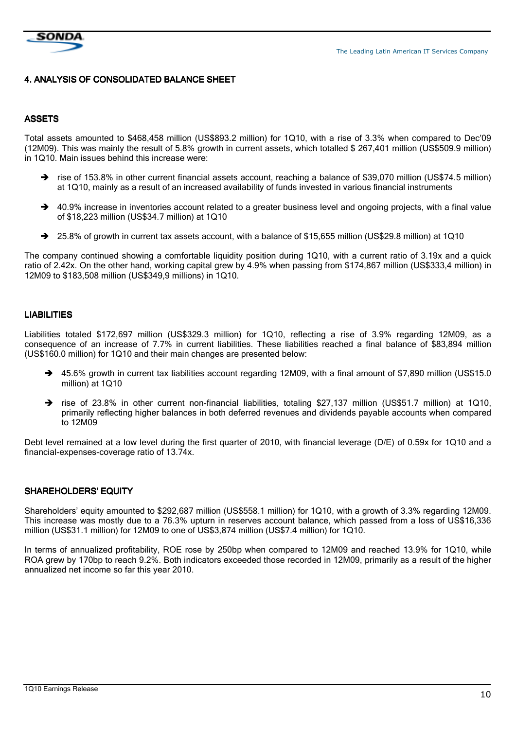## 4. ANALYSIS OF CONSOLIDATED BALANCE SHEET

### ASSETS

Total assets amounted to $468,458 million (US$893.2 million) for 1Q10, with a rise of 3.3% when compared to Dec'09 (12M09). This was mainly the result of 5.8% growth in current assets, which totalled $ 267,401 million (US$509.9 million) in 1Q10. Main issues behind this increase were:

- ➔ rise of 153.8% in other current financial assets account, reaching a balance of $39,070 million (US$74.5 million) at 1Q10, mainly as a result of an increased availability of funds invested in various financial instruments
- ➔ 40.9% increase in inventories account related to a greater business level and ongoing projects, with a final value of $18,223 million (US$34.7 million) at 1Q10
- ➔ 25.8% of growth in current tax assets account, with a balance of $15,655 million (US$29.8 million) at 1Q10

The company continued showing a comfortable liquidity position during 1Q10, with a current ratio of 3.19x and a quick ratio of 2.42x. On the other hand, working capital grew by 4.9% when passing from $174,867 million (US$333,4 million) in 12M09 to $183,508 million (US$349,9 millions) in 1Q10.

### LIABILITIES

Liabilities totaled $172,697 million (US$329.3 million) for 1Q10, reflecting a rise of 3.9% regarding 12M09, as a consequence of an increase of 7.7% in current liabilities. These liabilities reached a final balance of $83,894 million (US$160.0 million) for 1Q10 and their main changes are presented below:

- ➔ 45.6% growth in current tax liabilities account regarding 12M09, with a final amount of $7,890 million (US$15.0 million) at 1Q10
- ➔ rise of 23.8% in other current non-financial liabilities, totaling $27,137 million (US$51.7 million) at 1Q10, primarily reflecting higher balances in both deferred revenues and dividends payable accounts when compared to 12M09

Debt level remained at a low level during the first quarter of 2010, with financial leverage (D/E) of 0.59x for 1Q10 and a financial-expenses-coverage ratio of 13.74x.

### SHAREHOLDERS' EQUITY

Shareholders' equity amounted to $292,687 million (US$558.1 million) for 1Q10, with a growth of 3.3% regarding 12M09. This increase was mostly due to a 76.3% upturn in reserves account balance, which passed from a loss of US$16,336 million (US$31.1 million) for 12M09 to one of US$3,874 million (US$7.4 million) for 1Q10.

In terms of annualized profitability, ROE rose by 250bp when compared to 12M09 and reached 13.9% for 1Q10, while ROA grew by 170bp to reach 9.2%. Both indicators exceeded those recorded in 12M09, primarily as a result of the higher annualized net income so far this year 2010.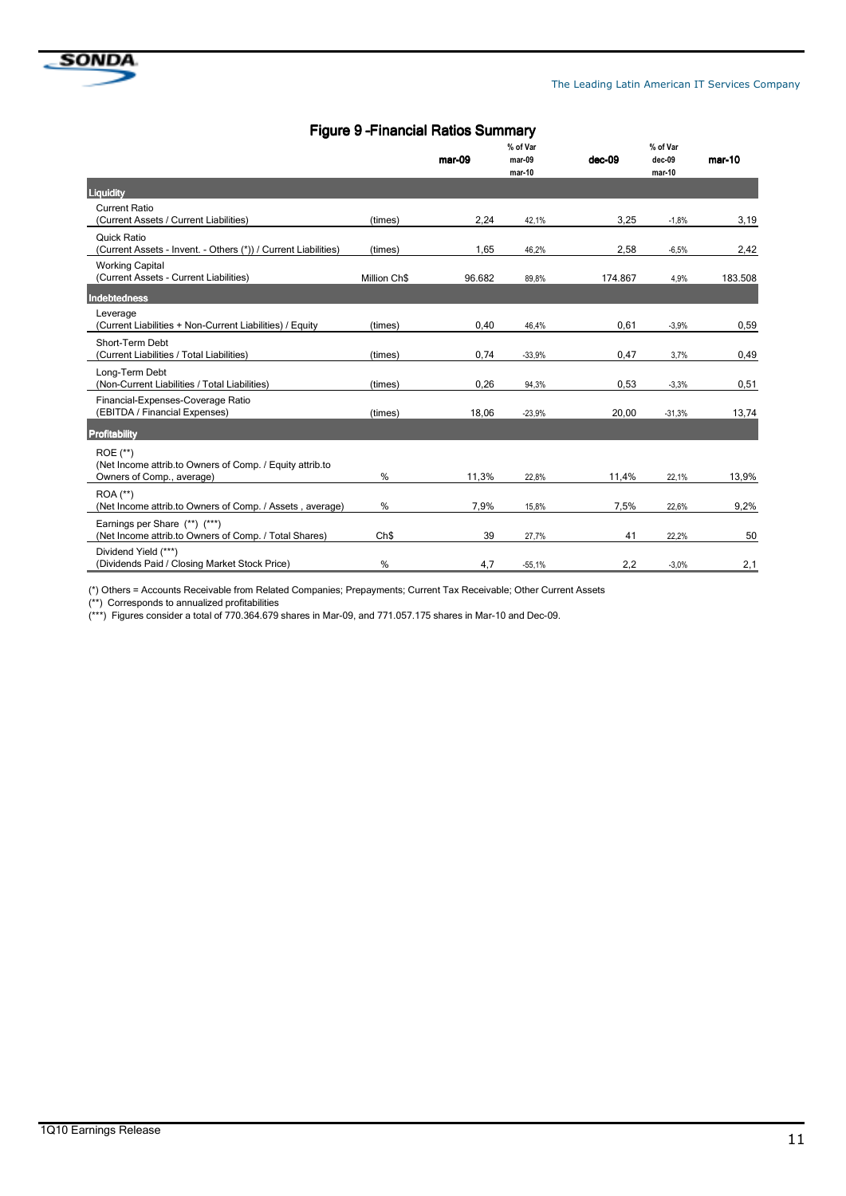## Figure 9 -Financial Ratios Summary

| | | mar-09 | % of Var mar-09 mar-10 | dec-09 | % of Var dec-09 mar-10 | mar-10 |
|---|---|---|---|---|---|---|
| **Liquidity** | | | | | | |
| Current Ratio (Current Assets / Current Liabilities) | (times) | 2,24 | 42,1% | 3,25 | -1,8% | 3,19 |
| Quick Ratio (Current Assets - Invent. - Others (*)) / Current Liabilities) | (times) | 1,65 | 46,2% | 2,58 | -6,5% | 2,42 |
| Working Capital (Current Assets - Current Liabilities) | Million Ch$ | 96.682 | 89,8% | 174.867 | 4,9% | 183.508 |
| **Indebtedness** | | | | | | |
| Leverage (Current Liabilities + Non-Current Liabilities) / Equity | (times) | 0,40 | 46,4% | 0,61 | -3,9% | 0,59 |
| Short-Term Debt (Current Liabilities / Total Liabilities) | (times) | 0,74 | -33,9% | 0,47 | 3,7% | 0,49 |
| Long-Term Debt (Non-Current Liabilities / Total Liabilities) | (times) | 0,26 | 94,3% | 0,53 | -3,3% | 0,51 |
| Financial-Expenses-Coverage Ratio (EBITDA / Financial Expenses) | (times) | 18,06 | -23,9% | 20,00 | -31,3% | 13,74 |
| **Profitability** | | | | | | |
| ROE (**) (Net Income attrib.to Owners of Comp. / Equity attrib.to Owners of Comp., average) | % | 11,3% | 22,8% | 11,4% | 22,1% | 13,9% |
| ROA (**) (Net Income attrib.to Owners of Comp. / Assets , average) | % | 7,9% | 15,8% | 7,5% | 22,6% | 9,2% |
| Earnings per Share (**) (***) (Net Income attrib.to Owners of Comp. / Total Shares) | Ch$ | 39 | 27,7% | 41 | 22,2% | 50 |
| Dividend Yield (***) (Dividends Paid / Closing Market Stock Price) | % | 4,7 | -55,1% | 2,2 | -3,0% | 2,1 |

(*) Others = Accounts Receivable from Related Companies; Prepayments; Current Tax Receivable; Other Current Assets

(**) Corresponds to annualized profitabilities

(***) Figures consider a total of 770.364.679 shares in Mar-09, and 771.057.175 shares in Mar-10 and Dec-09.